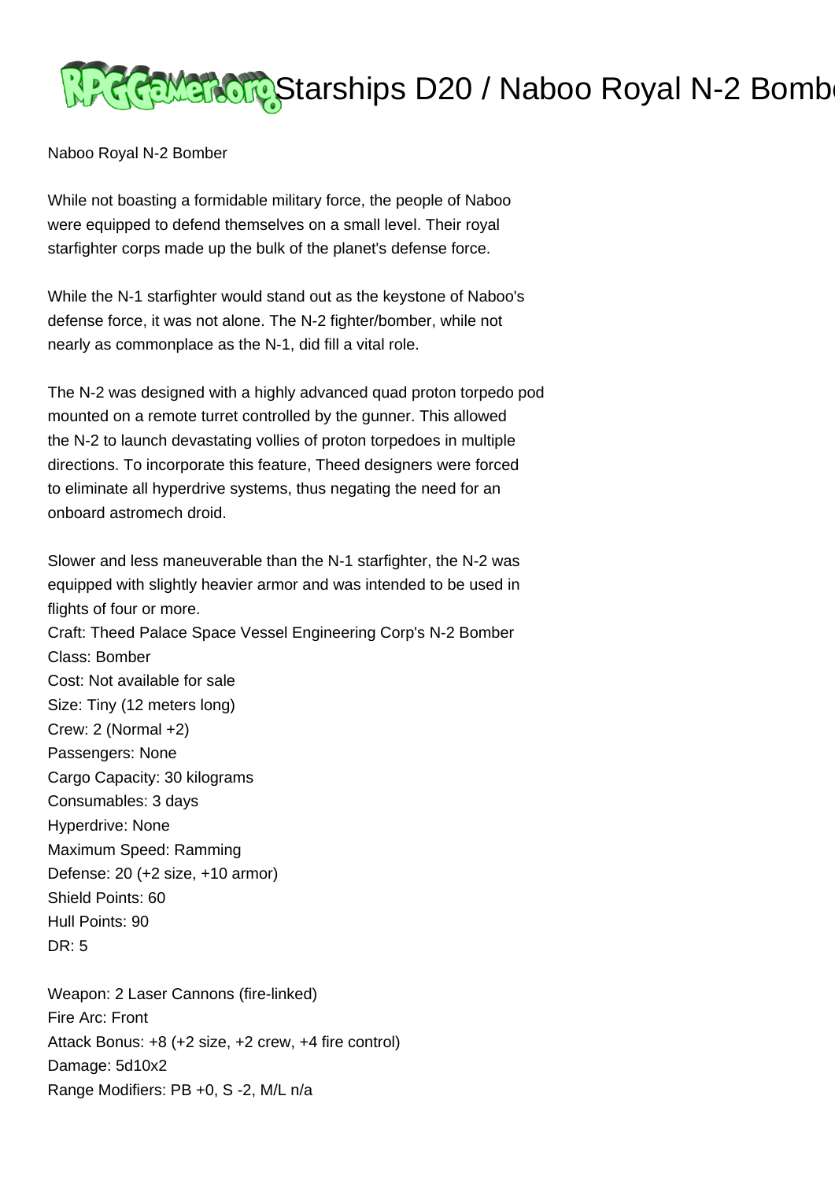# Starships D20 / Naboo Royal N-2 Bomber

Naboo Royal N-2 Bomber

While not boasting a formidable military force, the people of Naboo were equipped to defend themselves on a small level. Their royal starfighter corps made up the bulk of the planet's defense force.

While the N-1 starfighter would stand out as the keystone of Naboo's defense force, it was not alone. The N-2 fighter/bomber, while not nearly as commonplace as the N-1, did fill a vital role.

The N-2 was designed with a highly advanced quad proton torpedo pod mounted on a remote turret controlled by the gunner. This allowed the N-2 to launch devastating vollies of proton torpedoes in multiple directions. To incorporate this feature, Theed designers were forced to eliminate all hyperdrive systems, thus negating the need for an onboard astromech droid.

Slower and less maneuverable than the N-1 starfighter, the N-2 was equipped with slightly heavier armor and was intended to be used in flights of four or more.

Craft: Theed Palace Space Vessel Engineering Corp's N-2 Bomber
Class: Bomber
Cost: Not available for sale
Size: Tiny (12 meters long)
Crew: 2 (Normal +2)
Passengers: None
Cargo Capacity: 30 kilograms
Consumables: 3 days
Hyperdrive: None
Maximum Speed: Ramming
Defense: 20 (+2 size, +10 armor)
Shield Points: 60
Hull Points: 90
DR: 5

Weapon: 2 Laser Cannons (fire-linked)
Fire Arc: Front
Attack Bonus: +8 (+2 size, +2 crew, +4 fire control)
Damage: 5d10x2
Range Modifiers: PB +0, S -2, M/L n/a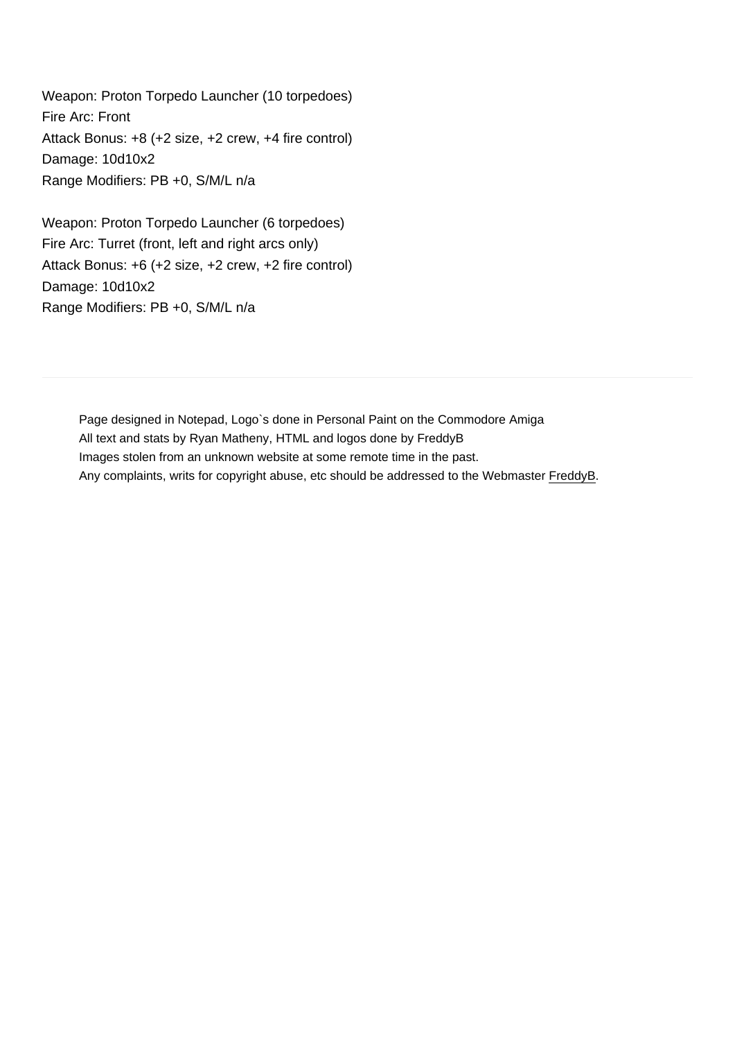Weapon: Proton Torpedo Launcher (10 torpedoes)
Fire Arc: Front
Attack Bonus: +8 (+2 size, +2 crew, +4 fire control)
Damage: 10d10x2
Range Modifiers: PB +0, S/M/L n/a

Weapon: Proton Torpedo Launcher (6 torpedoes)
Fire Arc: Turret (front, left and right arcs only)
Attack Bonus: +6 (+2 size, +2 crew, +2 fire control)
Damage: 10d10x2
Range Modifiers: PB +0, S/M/L n/a

---

Page designed in Notepad, Logo`s done in Personal Paint on the Commodore Amiga
All text and stats by Ryan Matheny, HTML and logos done by FreddyB
Images stolen from an unknown website at some remote time in the past.
Any complaints, writs for copyright abuse, etc should be addressed to the Webmaster FreddyB.